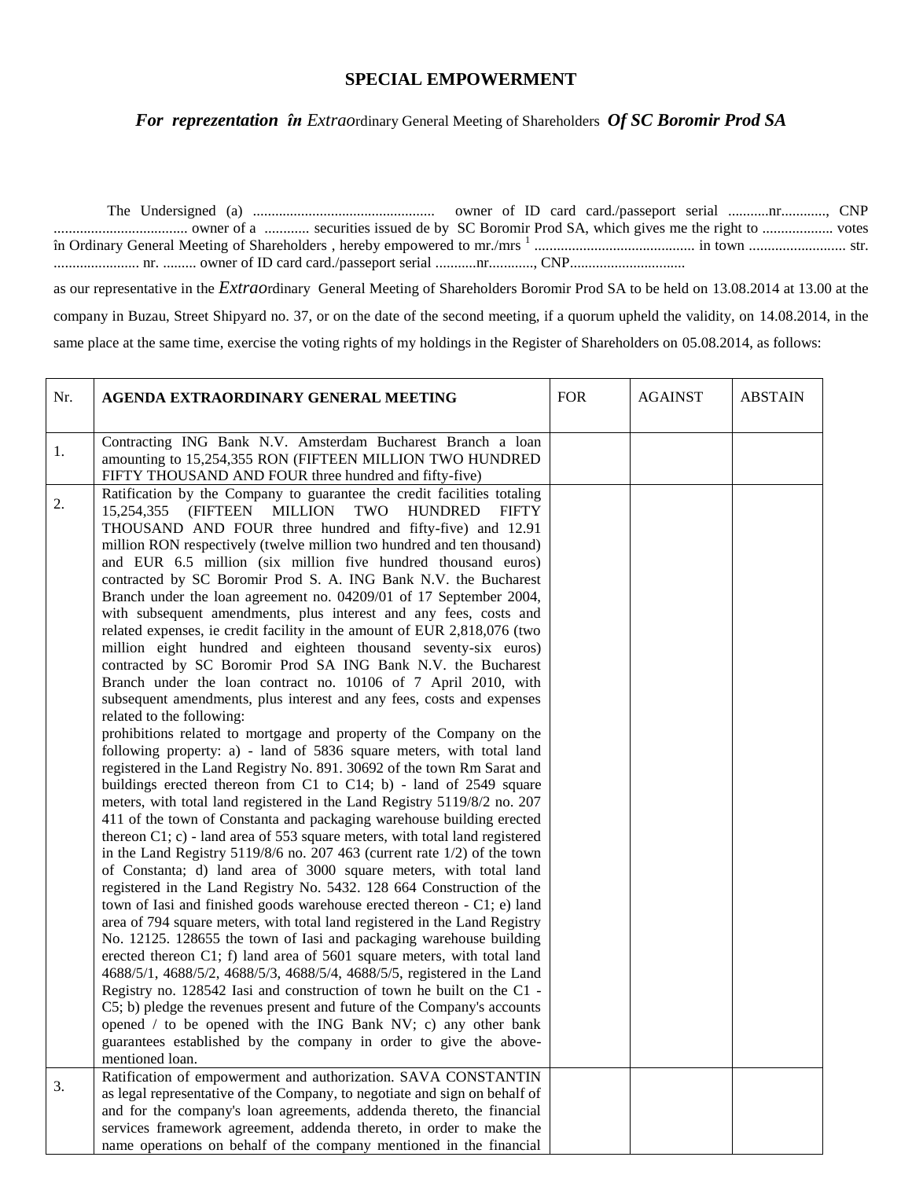# SPECIAL EMPOWERMENT

## *For reprezentation în Extraordinary General Meeting of Shareholders Of SC Boromir Prod SA*

The Undersigned (a) ................................................ owner of ID card card./passeport serial ...........nr............, CNP .................................... owner of a ............ securities issued de by SC Boromir Prod SA, which gives me the right to ................... votes în Ordinary General Meeting of Shareholders , hereby empowered to mr./mrs [1] .......................................... in town .......................... str. ...................... nr. ......... owner of ID card card./passeport serial ...........nr............, CNP..............................

as our representative in the *Extrao*rdinary General Meeting of Shareholders Boromir Prod SA to be held on 13.08.2014 at 13.00 at the company in Buzau, Street Shipyard no. 37, or on the date of the second meeting, if a quorum upheld the validity, on 14.08.2014, in the same place at the same time, exercise the voting rights of my holdings in the Register of Shareholders on 05.08.2014, as follows:

| Nr. | AGENDA EXTRAORDINARY GENERAL MEETING | FOR | AGAINST | ABSTAIN |
|---|---|---|---|---|
| 1. | Contracting ING Bank N.V. Amsterdam Bucharest Branch a loan amounting to 15,254,355 RON (FIFTEEN MILLION TWO HUNDRED FIFTY THOUSAND AND FOUR three hundred and fifty-five) | | | |
| 2. | Ratification by the Company to guarantee the credit facilities totaling 15,254,355 (FIFTEEN MILLION TWO HUNDRED FIFTY THOUSAND AND FOUR three hundred and fifty-five) and 12.91 million RON respectively (twelve million two hundred and ten thousand) and EUR 6.5 million (six million five hundred thousand euros) contracted by SC Boromir Prod S. A. ING Bank N.V. the Bucharest Branch under the loan agreement no. 04209/01 of 17 September 2004, with subsequent amendments, plus interest and any fees, costs and related expenses, ie credit facility in the amount of EUR 2,818,076 (two million eight hundred and eighteen thousand seventy-six euros) contracted by SC Boromir Prod SA ING Bank N.V. the Bucharest Branch under the loan contract no. 10106 of 7 April 2010, with subsequent amendments, plus interest and any fees, costs and expenses related to the following:<br>prohibitions related to mortgage and property of the Company on the following property: a) - land of 5836 square meters, with total land registered in the Land Registry No. 891. 30692 of the town Rm Sarat and buildings erected thereon from C1 to C14; b) - land of 2549 square meters, with total land registered in the Land Registry 5119/8/2 no. 207 411 of the town of Constanta and packaging warehouse building erected thereon C1; c) - land area of 553 square meters, with total land registered in the Land Registry 5119/8/6 no. 207 463 (current rate 1/2) of the town of Constanta; d) land area of 3000 square meters, with total land registered in the Land Registry No. 5432. 128 664 Construction of the town of Iasi and finished goods warehouse erected thereon - C1; e) land area of 794 square meters, with total land registered in the Land Registry No. 12125. 128655 the town of Iasi and packaging warehouse building erected thereon C1; f) land area of 5601 square meters, with total land 4688/5/1, 4688/5/2, 4688/5/3, 4688/5/4, 4688/5/5, registered in the Land Registry no. 128542 Iasi and construction of town he built on the C1 - C5; b) pledge the revenues present and future of the Company's accounts opened / to be opened with the ING Bank NV; c) any other bank guarantees established by the company in order to give the above-mentioned loan. | | | |
| 3. | Ratification of empowerment and authorization. SAVA CONSTANTIN as legal representative of the Company, to negotiate and sign on behalf of and for the company's loan agreements, addenda thereto, the financial services framework agreement, addenda thereto, in order to make the name operations on behalf of the company mentioned in the financial | | | |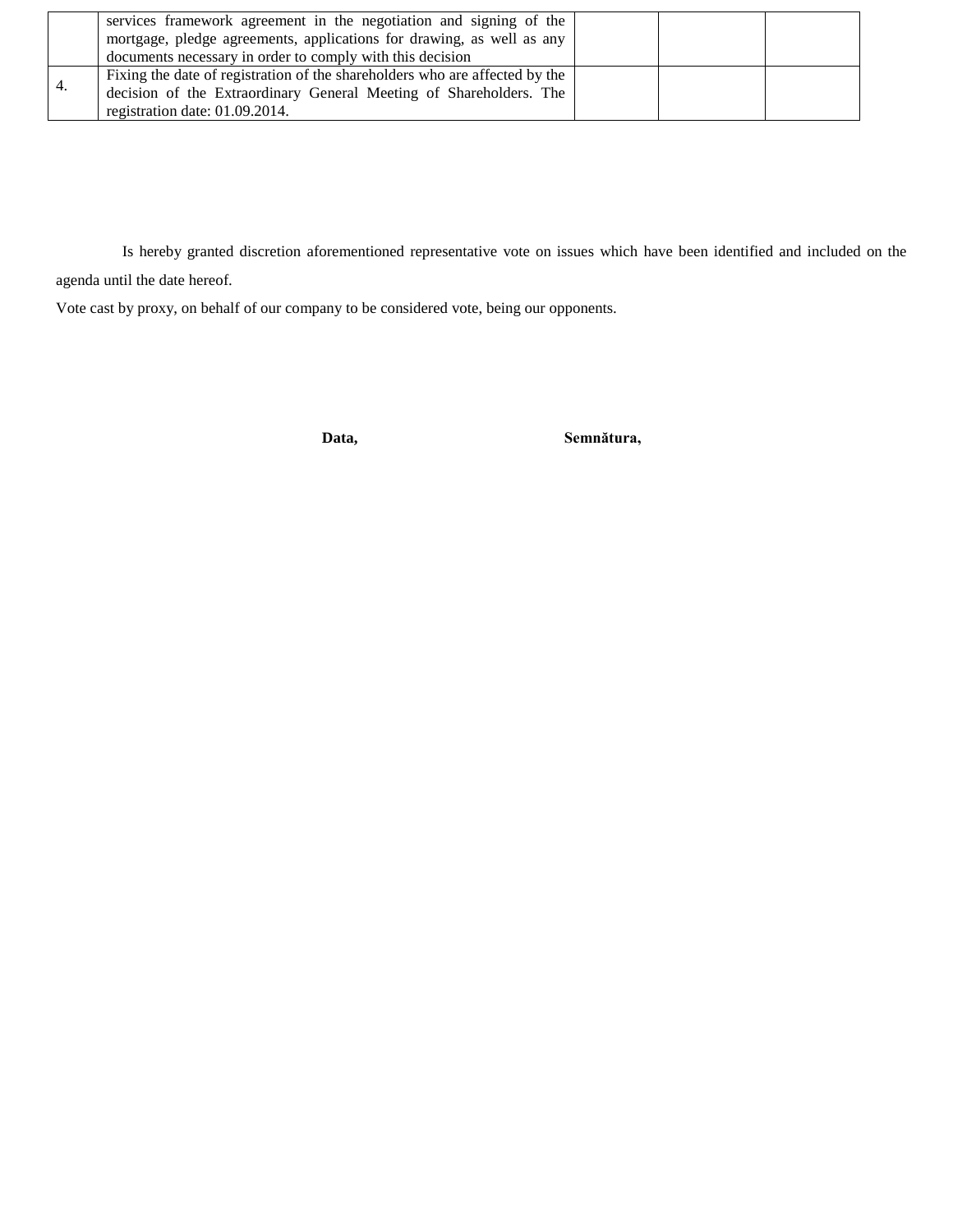| | | | | |
|---|---|---|---|---|
| | services framework agreement in the negotiation and signing of the mortgage, pledge agreements, applications for drawing, as well as any documents necessary in order to comply with this decision | | | |
| 4. | Fixing the date of registration of the shareholders who are affected by the decision of the Extraordinary General Meeting of Shareholders. The registration date: 01.09.2014. | | | |

Is hereby granted discretion aforementioned representative vote on issues which have been identified and included on the agenda until the date hereof.

Vote cast by proxy, on behalf of our company to be considered vote, being our opponents.

**Data,** **Semnătura,**